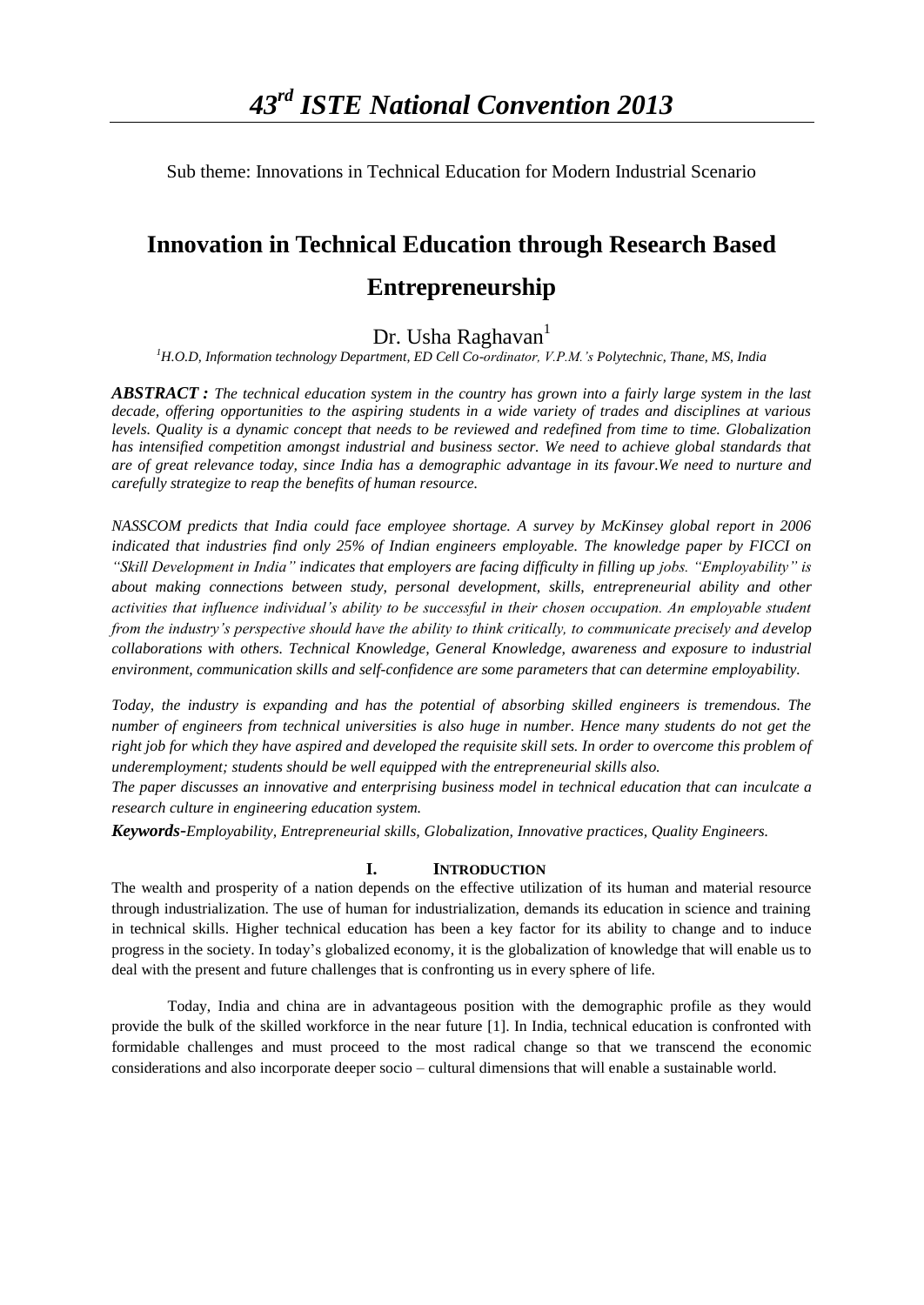# *43rd ISTE National Convention 2013*

Sub theme: Innovations in Technical Education for Modern Industrial Scenario

# Innovation in Technical Education through Research Based Entrepreneurship

Dr. Usha Raghavan[1]

*[1]H.O.D, Information technology Department, ED Cell Co-ordinator, V.P.M.'s Polytechnic, Thane, MS, India*

***ABSTRACT :*** *The technical education system in the country has grown into a fairly large system in the last decade, offering opportunities to the aspiring students in a wide variety of trades and disciplines at various levels. Quality is a dynamic concept that needs to be reviewed and redefined from time to time. Globalization has intensified competition amongst industrial and business sector. We need to achieve global standards that are of great relevance today, since India has a demographic advantage in its favour.We need to nurture and carefully strategize to reap the benefits of human resource.*

*NASSCOM predicts that India could face employee shortage. A survey by McKinsey global report in 2006 indicated that industries find only 25% of Indian engineers employable. The knowledge paper by FICCI on "Skill Development in India" indicates that employers are facing difficulty in filling up jobs. "Employability" is about making connections between study, personal development, skills, entrepreneurial ability and other activities that influence individual's ability to be successful in their chosen occupation. An employable student from the industry's perspective should have the ability to think critically, to communicate precisely and develop collaborations with others. Technical Knowledge, General Knowledge, awareness and exposure to industrial environment, communication skills and self-confidence are some parameters that can determine employability.*

*Today, the industry is expanding and has the potential of absorbing skilled engineers is tremendous. The number of engineers from technical universities is also huge in number. Hence many students do not get the right job for which they have aspired and developed the requisite skill sets. In order to overcome this problem of underemployment; students should be well equipped with the entrepreneurial skills also.*

*The paper discusses an innovative and enterprising business model in technical education that can inculcate a research culture in engineering education system.*

***Keywords-****Employability, Entrepreneurial skills, Globalization, Innovative practices, Quality Engineers.*

## I. INTRODUCTION

The wealth and prosperity of a nation depends on the effective utilization of its human and material resource through industrialization. The use of human for industrialization, demands its education in science and training in technical skills. Higher technical education has been a key factor for its ability to change and to induce progress in the society. In today's globalized economy, it is the globalization of knowledge that will enable us to deal with the present and future challenges that is confronting us in every sphere of life.

Today, India and china are in advantageous position with the demographic profile as they would provide the bulk of the skilled workforce in the near future [1]. In India, technical education is confronted with formidable challenges and must proceed to the most radical change so that we transcend the economic considerations and also incorporate deeper socio – cultural dimensions that will enable a sustainable world.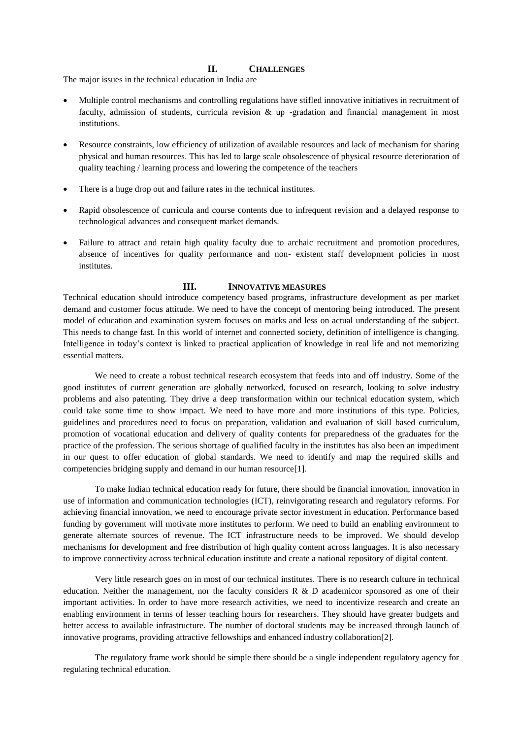## II. CHALLENGES

The major issues in the technical education in India are

- Multiple control mechanisms and controlling regulations have stifled innovative initiatives in recruitment of faculty, admission of students, curricula revision & up -gradation and financial management in most institutions.
- Resource constraints, low efficiency of utilization of available resources and lack of mechanism for sharing physical and human resources. This has led to large scale obsolescence of physical resource deterioration of quality teaching / learning process and lowering the competence of the teachers
- There is a huge drop out and failure rates in the technical institutes.
- Rapid obsolescence of curricula and course contents due to infrequent revision and a delayed response to technological advances and consequent market demands.
- Failure to attract and retain high quality faculty due to archaic recruitment and promotion procedures, absence of incentives for quality performance and non- existent staff development policies in most institutes.

## III. INNOVATIVE MEASURES

Technical education should introduce competency based programs, infrastructure development as per market demand and customer focus attitude. We need to have the concept of mentoring being introduced. The present model of education and examination system focuses on marks and less on actual understanding of the subject. This needs to change fast. In this world of internet and connected society, definition of intelligence is changing. Intelligence in today's context is linked to practical application of knowledge in real life and not memorizing essential matters.

We need to create a robust technical research ecosystem that feeds into and off industry. Some of the good institutes of current generation are globally networked, focused on research, looking to solve industry problems and also patenting. They drive a deep transformation within our technical education system, which could take some time to show impact. We need to have more and more institutions of this type. Policies, guidelines and procedures need to focus on preparation, validation and evaluation of skill based curriculum, promotion of vocational education and delivery of quality contents for preparedness of the graduates for the practice of the profession. The serious shortage of qualified faculty in the institutes has also been an impediment in our quest to offer education of global standards. We need to identify and map the required skills and competencies bridging supply and demand in our human resource[1].

To make Indian technical education ready for future, there should be financial innovation, innovation in use of information and communication technologies (ICT), reinvigorating research and regulatory reforms. For achieving financial innovation, we need to encourage private sector investment in education. Performance based funding by government will motivate more institutes to perform. We need to build an enabling environment to generate alternate sources of revenue. The ICT infrastructure needs to be improved. We should develop mechanisms for development and free distribution of high quality content across languages. It is also necessary to improve connectivity across technical education institute and create a national repository of digital content.

Very little research goes on in most of our technical institutes. There is no research culture in technical education. Neither the management, nor the faculty considers R & D academicor sponsored as one of their important activities. In order to have more research activities, we need to incentivize research and create an enabling environment in terms of lesser teaching hours for researchers. They should have greater budgets and better access to available infrastructure. The number of doctoral students may be increased through launch of innovative programs, providing attractive fellowships and enhanced industry collaboration[2].

The regulatory frame work should be simple there should be a single independent regulatory agency for regulating technical education.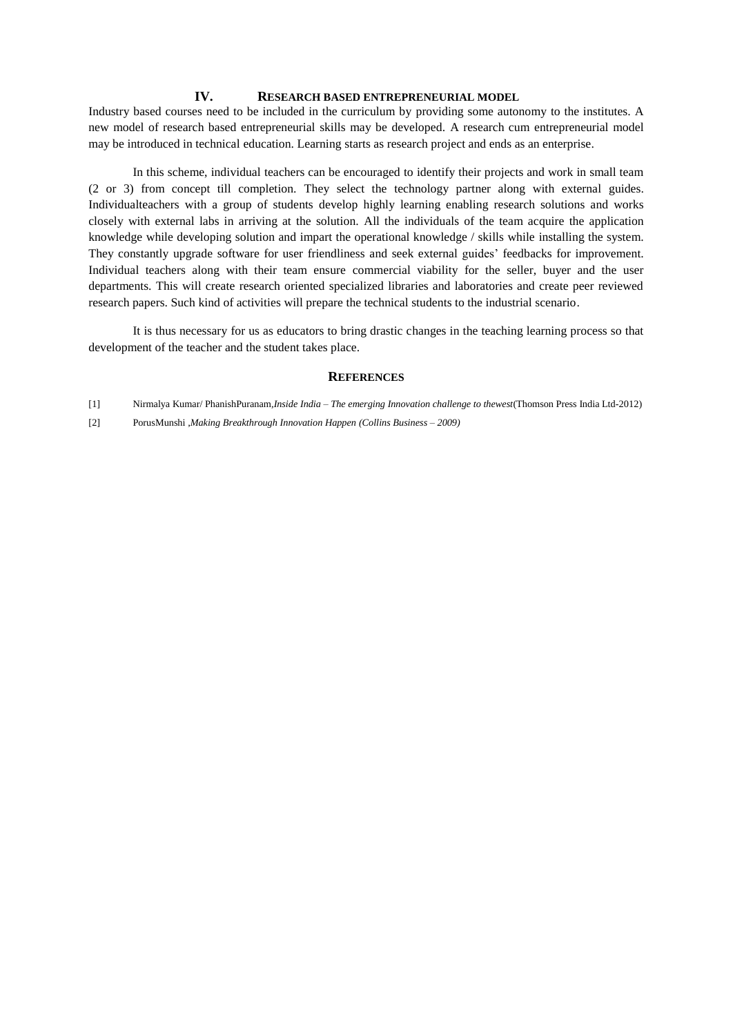## IV. RESEARCH BASED ENTREPRENEURIAL MODEL

Industry based courses need to be included in the curriculum by providing some autonomy to the institutes. A new model of research based entrepreneurial skills may be developed. A research cum entrepreneurial model may be introduced in technical education. Learning starts as research project and ends as an enterprise.

In this scheme, individual teachers can be encouraged to identify their projects and work in small team (2 or 3) from concept till completion. They select the technology partner along with external guides. Individualteachers with a group of students develop highly learning enabling research solutions and works closely with external labs in arriving at the solution. All the individuals of the team acquire the application knowledge while developing solution and impart the operational knowledge / skills while installing the system. They constantly upgrade software for user friendliness and seek external guides' feedbacks for improvement. Individual teachers along with their team ensure commercial viability for the seller, buyer and the user departments. This will create research oriented specialized libraries and laboratories and create peer reviewed research papers. Such kind of activities will prepare the technical students to the industrial scenario.

It is thus necessary for us as educators to bring drastic changes in the teaching learning process so that development of the teacher and the student takes place.

## REFERENCES

[1] Nirmalya Kumar/ PhanishPuranam,*Inside India – The emerging Innovation challenge to thewest*(Thomson Press India Ltd-2012)

[2] PorusMunshi ,*Making Breakthrough Innovation Happen (Collins Business – 2009)*